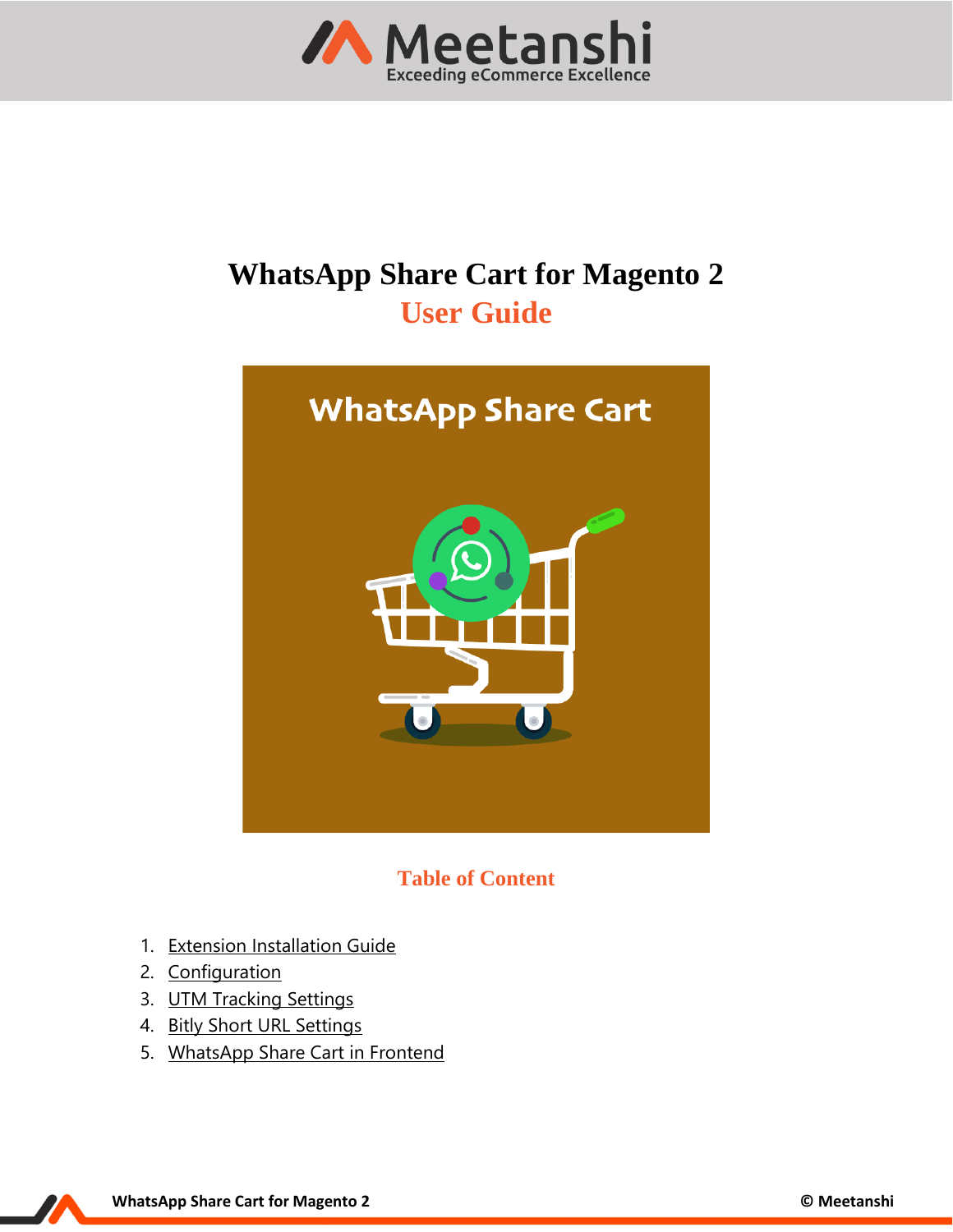# WhatsApp Share Cart for Magento 2

## User Guide

### Table of Content

1. Extension Installation Guide
2. Configuration
3. UTM Tracking Settings
4. Bitly Short URL Settings
5. WhatsApp Share Cart in Frontend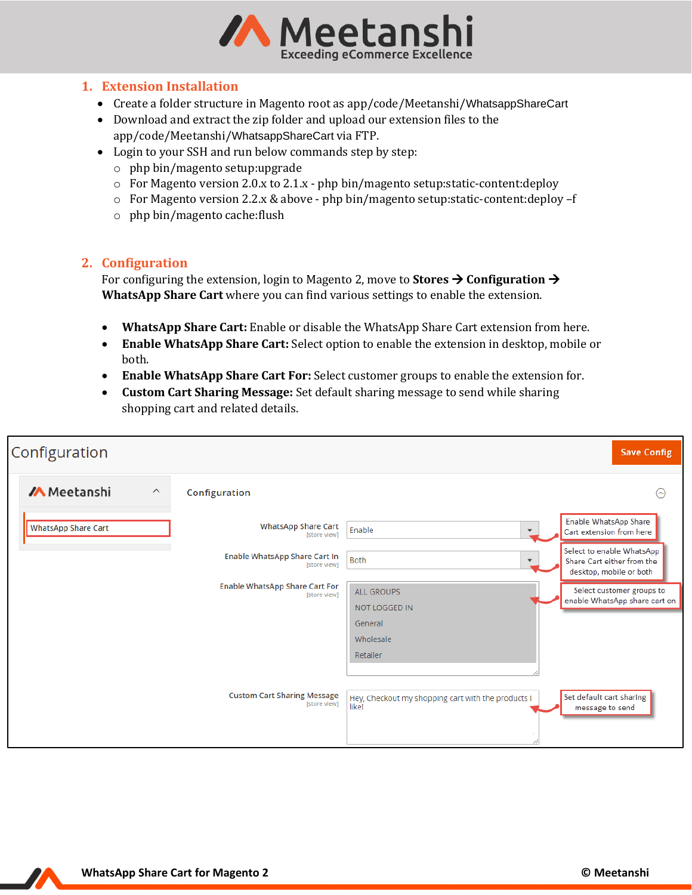## 1. Extension Installation

- Create a folder structure in Magento root as app/code/Meetanshi/WhatsappShareCart
- Download and extract the zip folder and upload our extension files to the app/code/Meetanshi/WhatsappShareCart via FTP.
- Login to your SSH and run below commands step by step:
  - php bin/magento setup:upgrade
  - For Magento version 2.0.x to 2.1.x - php bin/magento setup:static-content:deploy
  - For Magento version 2.2.x & above - php bin/magento setup:static-content:deploy –f
  - php bin/magento cache:flush

## 2. Configuration

For configuring the extension, login to Magento 2, move to **Stores → Configuration → WhatsApp Share Cart** where you can find various settings to enable the extension.

- **WhatsApp Share Cart:** Enable or disable the WhatsApp Share Cart extension from here.
- **Enable WhatsApp Share Cart:** Select option to enable the extension in desktop, mobile or both.
- **Enable WhatsApp Share Cart For:** Select customer groups to enable the extension for.
- **Custom Cart Sharing Message:** Set default sharing message to send while sharing shopping cart and related details.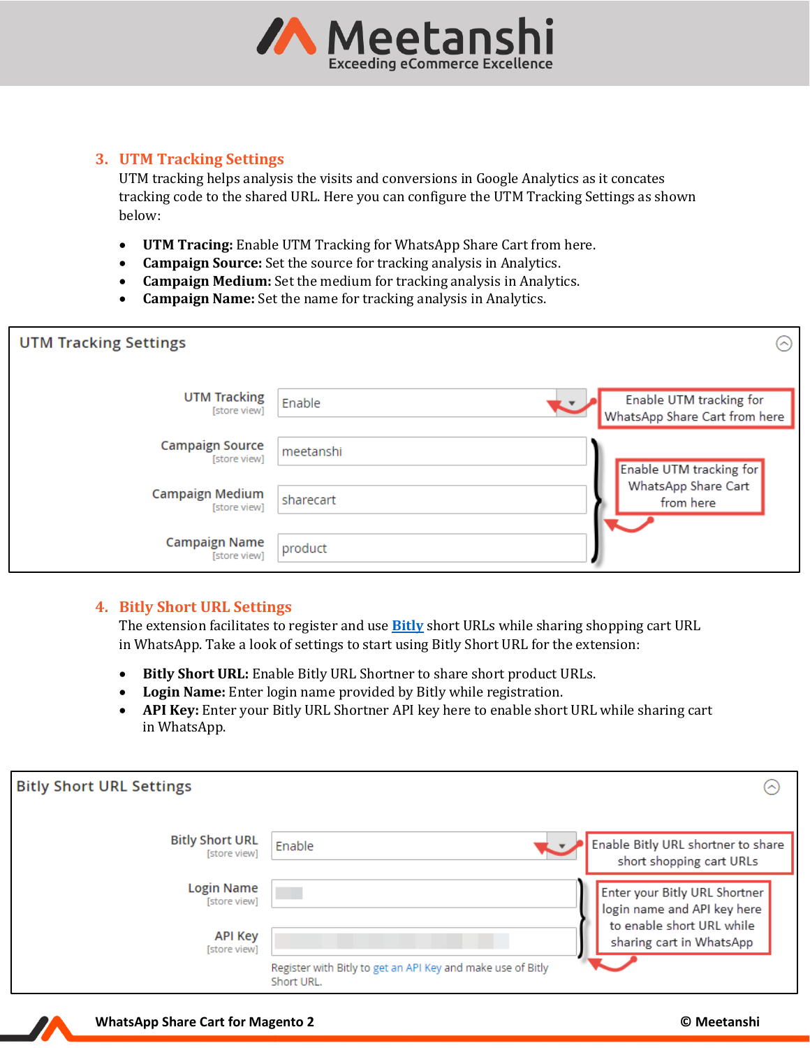## 3. UTM Tracking Settings

UTM tracking helps analysis the visits and conversions in Google Analytics as it concates tracking code to the shared URL. Here you can configure the UTM Tracking Settings as shown below:

- **UTM Tracing:** Enable UTM Tracking for WhatsApp Share Cart from here.
- **Campaign Source:** Set the source for tracking analysis in Analytics.
- **Campaign Medium:** Set the medium for tracking analysis in Analytics.
- **Campaign Name:** Set the name for tracking analysis in Analytics.

UTM Tracking Settings

| Setting | Value |
| --- | --- |
| UTM Tracking [store view] | Enable |
| Campaign Source [store view] | meetanshi |
| Campaign Medium [store view] | sharecart |
| Campaign Name [store view] | product |

Enable UTM tracking for WhatsApp Share Cart from here

Enable UTM tracking for WhatsApp Share Cart from here

## 4. Bitly Short URL Settings

The extension facilitates to register and use Bitly short URLs while sharing shopping cart URL in WhatsApp. Take a look of settings to start using Bitly Short URL for the extension:

- **Bitly Short URL:** Enable Bitly URL Shortner to share short product URLs.
- **Login Name:** Enter login name provided by Bitly while registration.
- **API Key:** Enter your Bitly URL Shortner API key here to enable short URL while sharing cart in WhatsApp.

Bitly Short URL Settings

| Setting | Value |
| --- | --- |
| Bitly Short URL [store view] | Enable |
| Login Name [store view] | |
| API Key [store view] | |

Register with Bitly to get an API Key and make use of Bitly Short URL.

Enable Bitly URL shortner to share short shopping cart URLs

Enter your Bitly URL Shortner login name and API key here to enable short URL while sharing cart in WhatsApp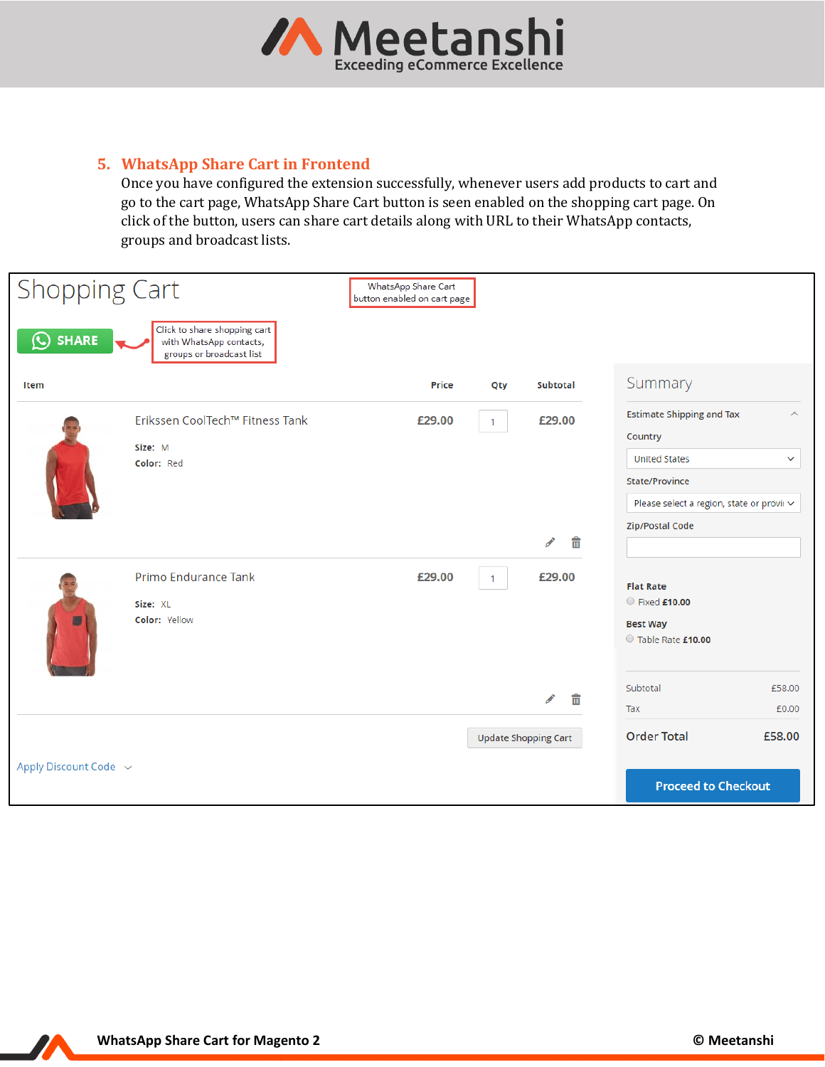## 5. WhatsApp Share Cart in Frontend

Once you have configured the extension successfully, whenever users add products to cart and go to the cart page, WhatsApp Share Cart button is seen enabled on the shopping cart page. On click of the button, users can share cart details along with URL to their WhatsApp contacts, groups and broadcast lists.

# Shopping Cart

WhatsApp Share Cart button enabled on cart page

SHARE

Click to share shopping cart with WhatsApp contacts, groups or broadcast list

| Item | Price | Qty | Subtotal |
| --- | --- | --- | --- |
| Erikssen CoolTech™ Fitness Tank<br>Size: M<br>Color: Red | £29.00 | 1 | £29.00 |
| Primo Endurance Tank<br>Size: XL<br>Color: Yellow | £29.00 | 1 | £29.00 |

Update Shopping Cart

Apply Discount Code

**Summary**

Estimate Shipping and Tax

Country: United States

State/Province: Please select a region, state or provi

Zip/Postal Code

**Flat Rate**
Fixed **£10.00**

**Best Way**
Table Rate **£10.00**

| | |
| --- | --- |
| Subtotal | £58.00 |
| Tax | £0.00 |
| **Order Total** | **£58.00** |

Proceed to Checkout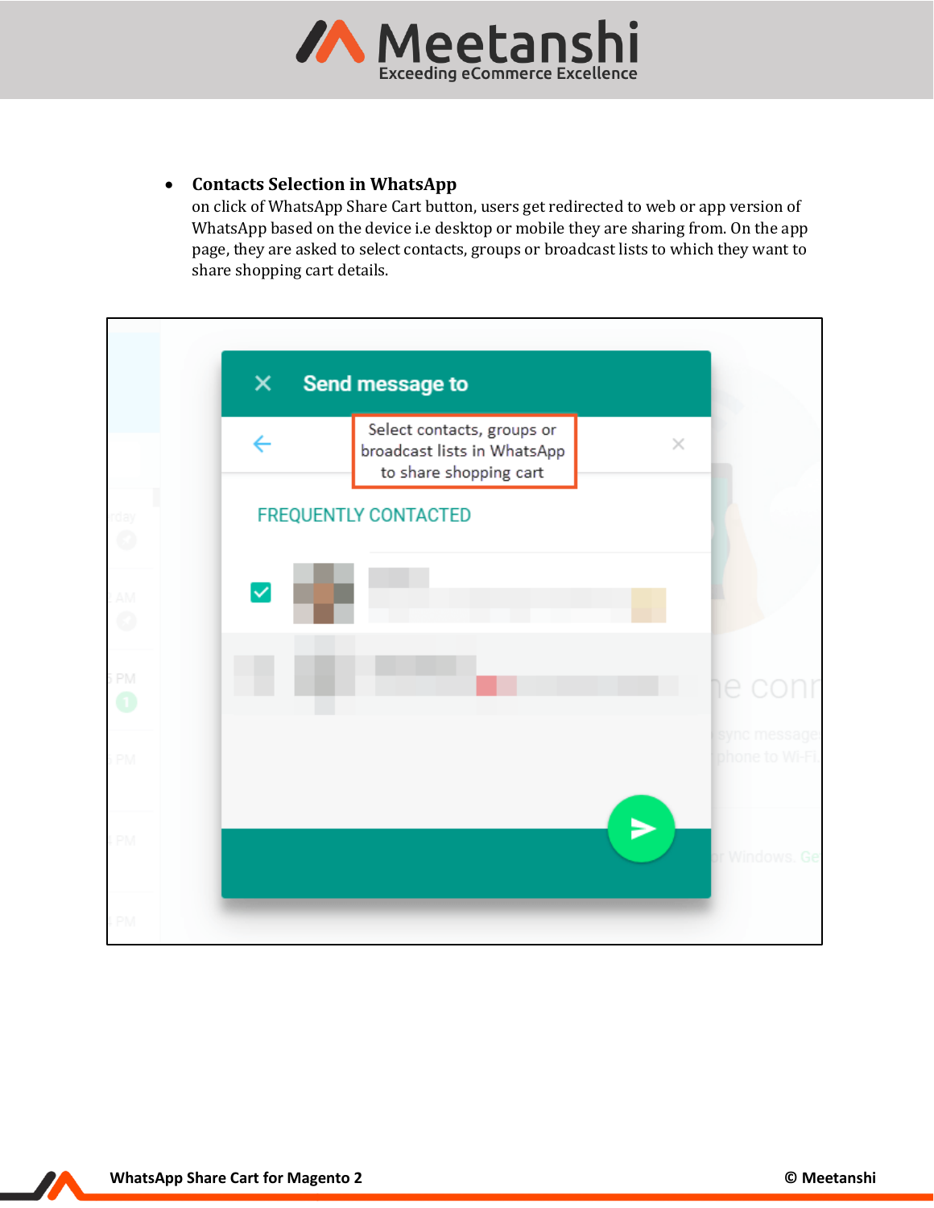- **Contacts Selection in WhatsApp**
  on click of WhatsApp Share Cart button, users get redirected to web or app version of WhatsApp based on the device i.e desktop or mobile they are sharing from. On the app page, they are asked to select contacts, groups or broadcast lists to which they want to share shopping cart details.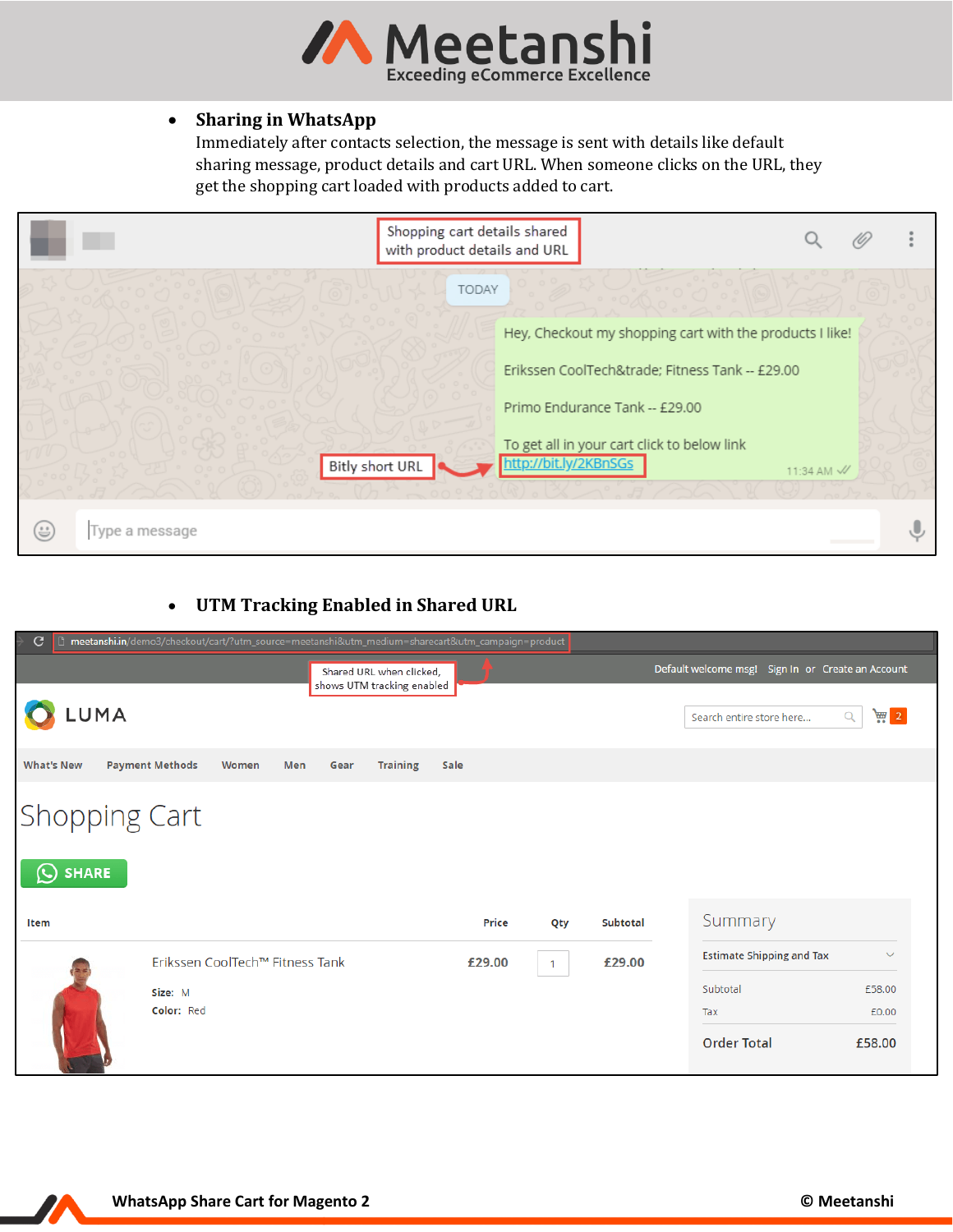- **Sharing in WhatsApp**
  Immediately after contacts selection, the message is sent with details like default sharing message, product details and cart URL. When someone clicks on the URL, they get the shopping cart loaded with products added to cart.

Shopping cart details shared with product details and URL

TODAY

Hey, Checkout my shopping cart with the products I like!

Erikssen CoolTech&trade; Fitness Tank -- £29.00

Primo Endurance Tank -- £29.00

To get all in your cart click to below link
http://bit.ly/2KBnSGs

11:34 AM

Bitly short URL

Type a message

- **UTM Tracking Enabled in Shared URL**

meetanshi.in/demo3/checkout/cart/?utm_source=meetanshi&utm_medium=sharecart&utm_campaign=product

Shared URL when clicked, shows UTM tracking enabled

Default welcome msg! Sign In or Create an Account

LUMA

Search entire store here...

2

What's New Payment Methods Women Men Gear Training Sale

Shopping Cart

SHARE

| Item | Price | Qty | Subtotal |
|---|---|---|---|
| Erikssen CoolTech™ Fitness Tank<br>Size: M<br>Color: Red | £29.00 | 1 | £29.00 |

Summary

Estimate Shipping and Tax

| | |
|---|---|
| Subtotal | £58.00 |
| Tax | £0.00 |
| Order Total | £58.00 |